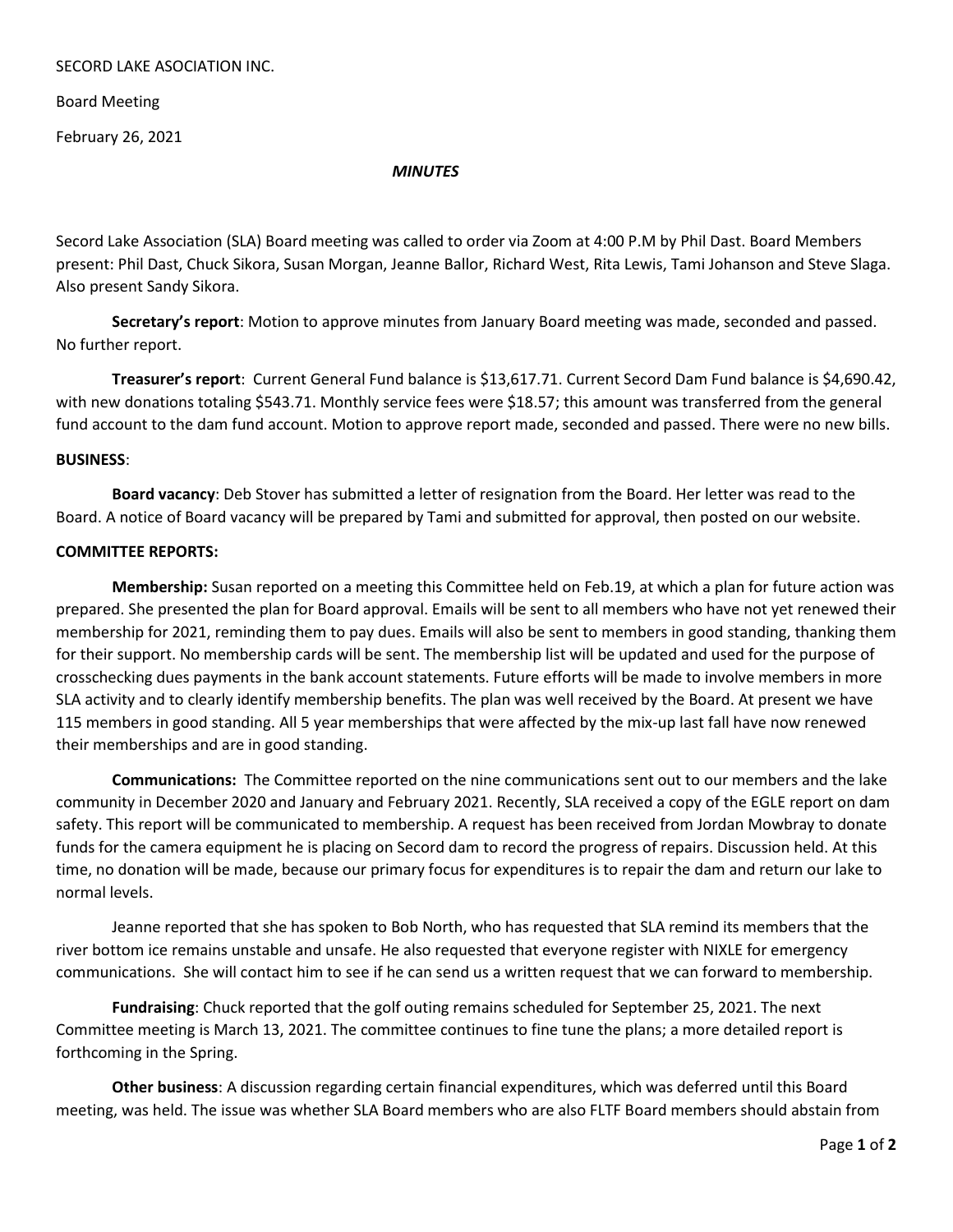SECORD LAKE ASOCIATION INC.

Board Meeting

February 26, 2021

***MINUTES***

Secord Lake Association (SLA) Board meeting was called to order via Zoom at 4:00 P.M by Phil Dast. Board Members present: Phil Dast, Chuck Sikora, Susan Morgan, Jeanne Ballor, Richard West, Rita Lewis, Tami Johanson and Steve Slaga. Also present Sandy Sikora.

**Secretary's report**: Motion to approve minutes from January Board meeting was made, seconded and passed. No further report.

**Treasurer's report**: Current General Fund balance is $13,617.71. Current Secord Dam Fund balance is $4,690.42, with new donations totaling $543.71. Monthly service fees were $18.57; this amount was transferred from the general fund account to the dam fund account. Motion to approve report made, seconded and passed. There were no new bills.

**BUSINESS**:

**Board vacancy**: Deb Stover has submitted a letter of resignation from the Board. Her letter was read to the Board. A notice of Board vacancy will be prepared by Tami and submitted for approval, then posted on our website.

**COMMITTEE REPORTS:**

**Membership:** Susan reported on a meeting this Committee held on Feb.19, at which a plan for future action was prepared. She presented the plan for Board approval. Emails will be sent to all members who have not yet renewed their membership for 2021, reminding them to pay dues. Emails will also be sent to members in good standing, thanking them for their support. No membership cards will be sent. The membership list will be updated and used for the purpose of crosschecking dues payments in the bank account statements. Future efforts will be made to involve members in more SLA activity and to clearly identify membership benefits. The plan was well received by the Board. At present we have 115 members in good standing. All 5 year memberships that were affected by the mix-up last fall have now renewed their memberships and are in good standing.

**Communications:** The Committee reported on the nine communications sent out to our members and the lake community in December 2020 and January and February 2021. Recently, SLA received a copy of the EGLE report on dam safety. This report will be communicated to membership. A request has been received from Jordan Mowbray to donate funds for the camera equipment he is placing on Secord dam to record the progress of repairs. Discussion held. At this time, no donation will be made, because our primary focus for expenditures is to repair the dam and return our lake to normal levels.

Jeanne reported that she has spoken to Bob North, who has requested that SLA remind its members that the river bottom ice remains unstable and unsafe. He also requested that everyone register with NIXLE for emergency communications. She will contact him to see if he can send us a written request that we can forward to membership.

**Fundraising**: Chuck reported that the golf outing remains scheduled for September 25, 2021. The next Committee meeting is March 13, 2021. The committee continues to fine tune the plans; a more detailed report is forthcoming in the Spring.

**Other business**: A discussion regarding certain financial expenditures, which was deferred until this Board meeting, was held. The issue was whether SLA Board members who are also FLTF Board members should abstain from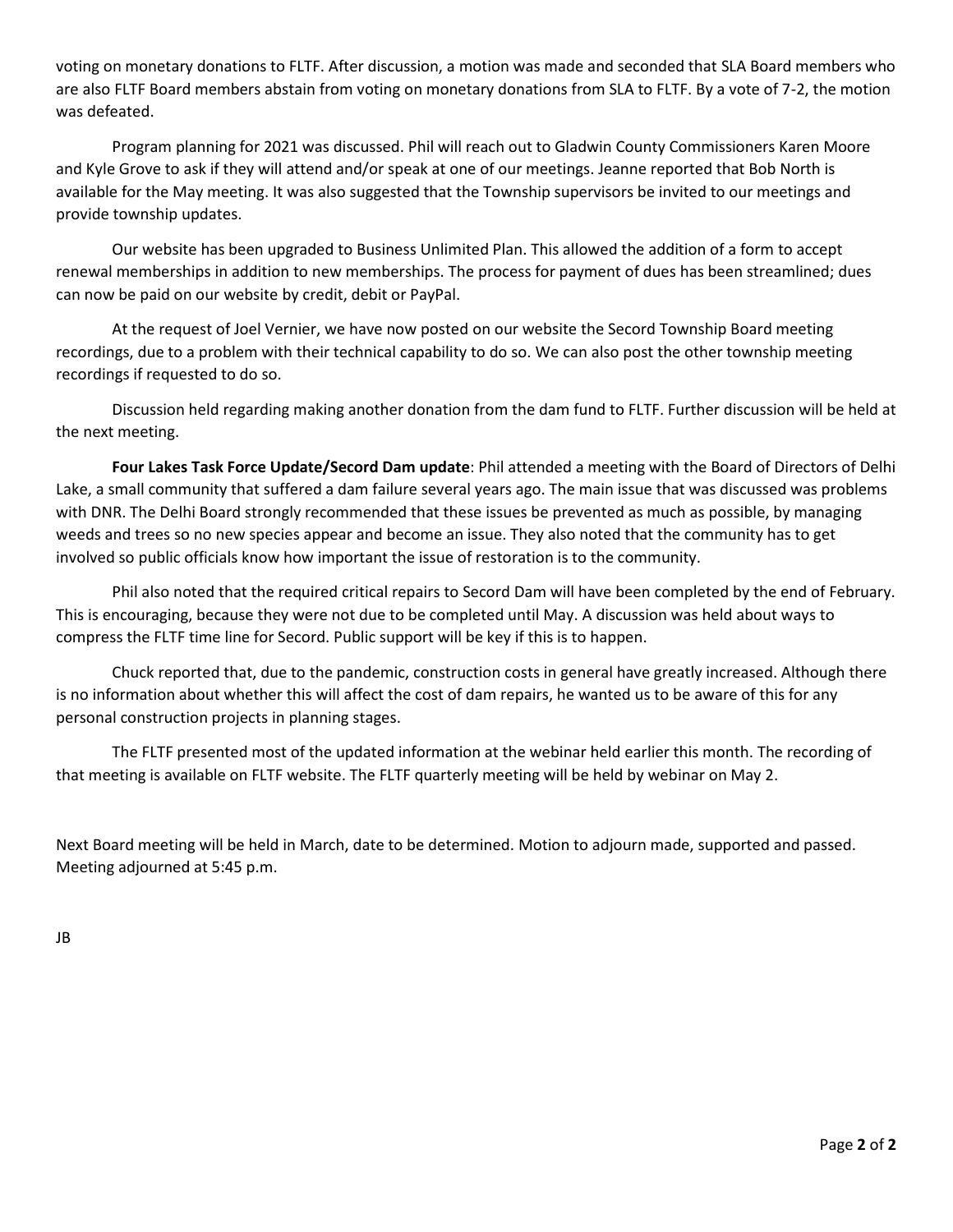voting on monetary donations to FLTF. After discussion, a motion was made and seconded that SLA Board members who are also FLTF Board members abstain from voting on monetary donations from SLA to FLTF. By a vote of 7-2, the motion was defeated.

Program planning for 2021 was discussed. Phil will reach out to Gladwin County Commissioners Karen Moore and Kyle Grove to ask if they will attend and/or speak at one of our meetings. Jeanne reported that Bob North is available for the May meeting. It was also suggested that the Township supervisors be invited to our meetings and provide township updates.

Our website has been upgraded to Business Unlimited Plan. This allowed the addition of a form to accept renewal memberships in addition to new memberships. The process for payment of dues has been streamlined; dues can now be paid on our website by credit, debit or PayPal.

At the request of Joel Vernier, we have now posted on our website the Secord Township Board meeting recordings, due to a problem with their technical capability to do so. We can also post the other township meeting recordings if requested to do so.

Discussion held regarding making another donation from the dam fund to FLTF. Further discussion will be held at the next meeting.

**Four Lakes Task Force Update/Secord Dam update**: Phil attended a meeting with the Board of Directors of Delhi Lake, a small community that suffered a dam failure several years ago. The main issue that was discussed was problems with DNR. The Delhi Board strongly recommended that these issues be prevented as much as possible, by managing weeds and trees so no new species appear and become an issue. They also noted that the community has to get involved so public officials know how important the issue of restoration is to the community.

Phil also noted that the required critical repairs to Secord Dam will have been completed by the end of February. This is encouraging, because they were not due to be completed until May. A discussion was held about ways to compress the FLTF time line for Secord. Public support will be key if this is to happen.

Chuck reported that, due to the pandemic, construction costs in general have greatly increased. Although there is no information about whether this will affect the cost of dam repairs, he wanted us to be aware of this for any personal construction projects in planning stages.

The FLTF presented most of the updated information at the webinar held earlier this month. The recording of that meeting is available on FLTF website. The FLTF quarterly meeting will be held by webinar on May 2.

Next Board meeting will be held in March, date to be determined. Motion to adjourn made, supported and passed. Meeting adjourned at 5:45 p.m.

JB